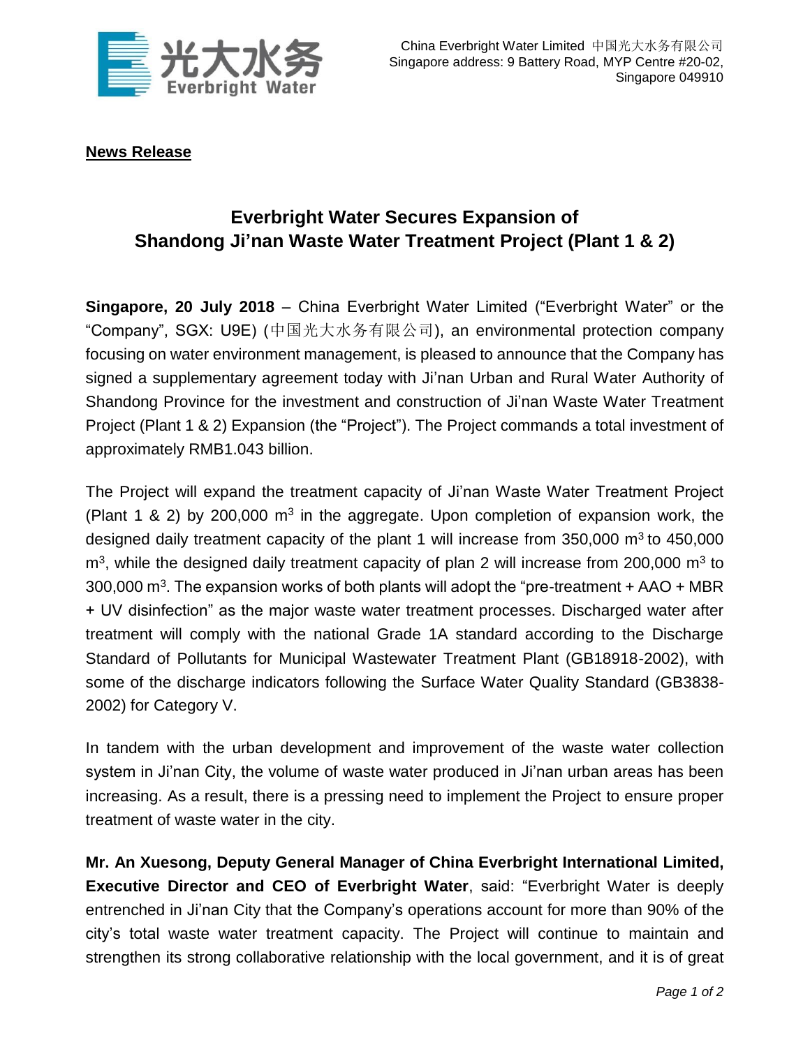China Everbright Water Limited 中国光大水务有限公司
Singapore address: 9 Battery Road, MYP Centre #20-02,
Singapore 049910

**News Release**

# Everbright Water Secures Expansion of Shandong Ji'nan Waste Water Treatment Project (Plant 1 & 2)

**Singapore, 20 July 2018** – China Everbright Water Limited ("Everbright Water" or the "Company", SGX: U9E) (中国光大水务有限公司), an environmental protection company focusing on water environment management, is pleased to announce that the Company has signed a supplementary agreement today with Ji'nan Urban and Rural Water Authority of Shandong Province for the investment and construction of Ji'nan Waste Water Treatment Project (Plant 1 & 2) Expansion (the "Project"). The Project commands a total investment of approximately RMB1.043 billion.

The Project will expand the treatment capacity of Ji'nan Waste Water Treatment Project (Plant 1 & 2) by 200,000 $m^3$ in the aggregate. Upon completion of expansion work, the designed daily treatment capacity of the plant 1 will increase from 350,000 $m^3$ to 450,000 $m^3$, while the designed daily treatment capacity of plan 2 will increase from 200,000 $m^3$ to 300,000 $m^3$. The expansion works of both plants will adopt the "pre-treatment + AAO + MBR + UV disinfection" as the major waste water treatment processes. Discharged water after treatment will comply with the national Grade 1A standard according to the Discharge Standard of Pollutants for Municipal Wastewater Treatment Plant (GB18918-2002), with some of the discharge indicators following the Surface Water Quality Standard (GB3838-2002) for Category V.

In tandem with the urban development and improvement of the waste water collection system in Ji'nan City, the volume of waste water produced in Ji'nan urban areas has been increasing. As a result, there is a pressing need to implement the Project to ensure proper treatment of waste water in the city.

**Mr. An Xuesong, Deputy General Manager of China Everbright International Limited, Executive Director and CEO of Everbright Water**, said: "Everbright Water is deeply entrenched in Ji'nan City that the Company's operations account for more than 90% of the city's total waste water treatment capacity. The Project will continue to maintain and strengthen its strong collaborative relationship with the local government, and it is of great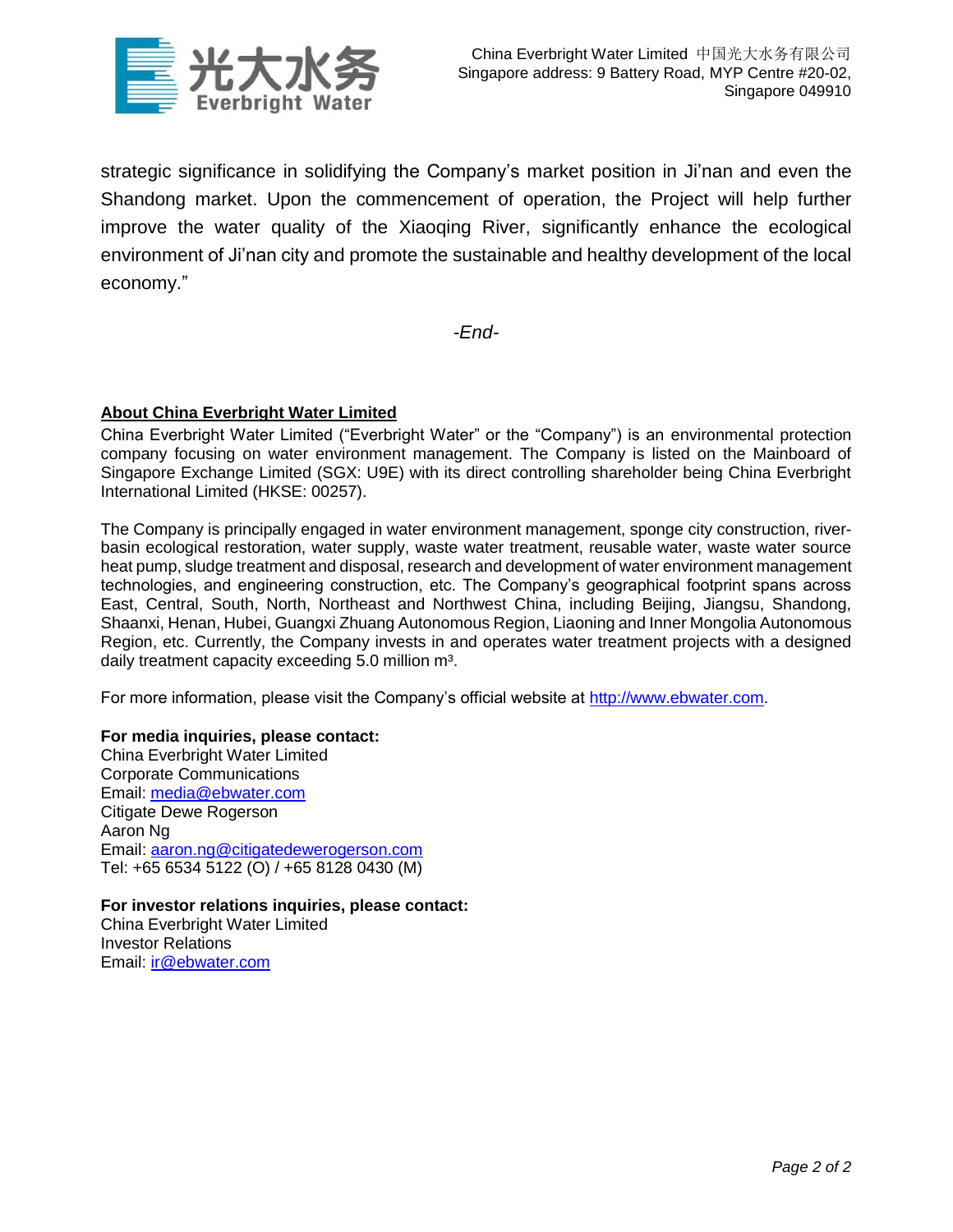strategic significance in solidifying the Company's market position in Ji'nan and even the Shandong market. Upon the commencement of operation, the Project will help further improve the water quality of the Xiaoqing River, significantly enhance the ecological environment of Ji'nan city and promote the sustainable and healthy development of the local economy."

*-End-*

**About China Everbright Water Limited**

China Everbright Water Limited ("Everbright Water" or the "Company") is an environmental protection company focusing on water environment management. The Company is listed on the Mainboard of Singapore Exchange Limited (SGX: U9E) with its direct controlling shareholder being China Everbright International Limited (HKSE: 00257).

The Company is principally engaged in water environment management, sponge city construction, river-basin ecological restoration, water supply, waste water treatment, reusable water, waste water source heat pump, sludge treatment and disposal, research and development of water environment management technologies, and engineering construction, etc. The Company's geographical footprint spans across East, Central, South, North, Northeast and Northwest China, including Beijing, Jiangsu, Shandong, Shaanxi, Henan, Hubei, Guangxi Zhuang Autonomous Region, Liaoning and Inner Mongolia Autonomous Region, etc. Currently, the Company invests in and operates water treatment projects with a designed daily treatment capacity exceeding 5.0 million $m^3$.

For more information, please visit the Company's official website at http://www.ebwater.com.

**For media inquiries, please contact:**
China Everbright Water Limited
Corporate Communications
Email: media@ebwater.com
Citigate Dewe Rogerson
Aaron Ng
Email: aaron.ng@citigatedewerogerson.com
Tel: +65 6534 5122 (O) / +65 8128 0430 (M)

**For investor relations inquiries, please contact:**
China Everbright Water Limited
Investor Relations
Email: ir@ebwater.com